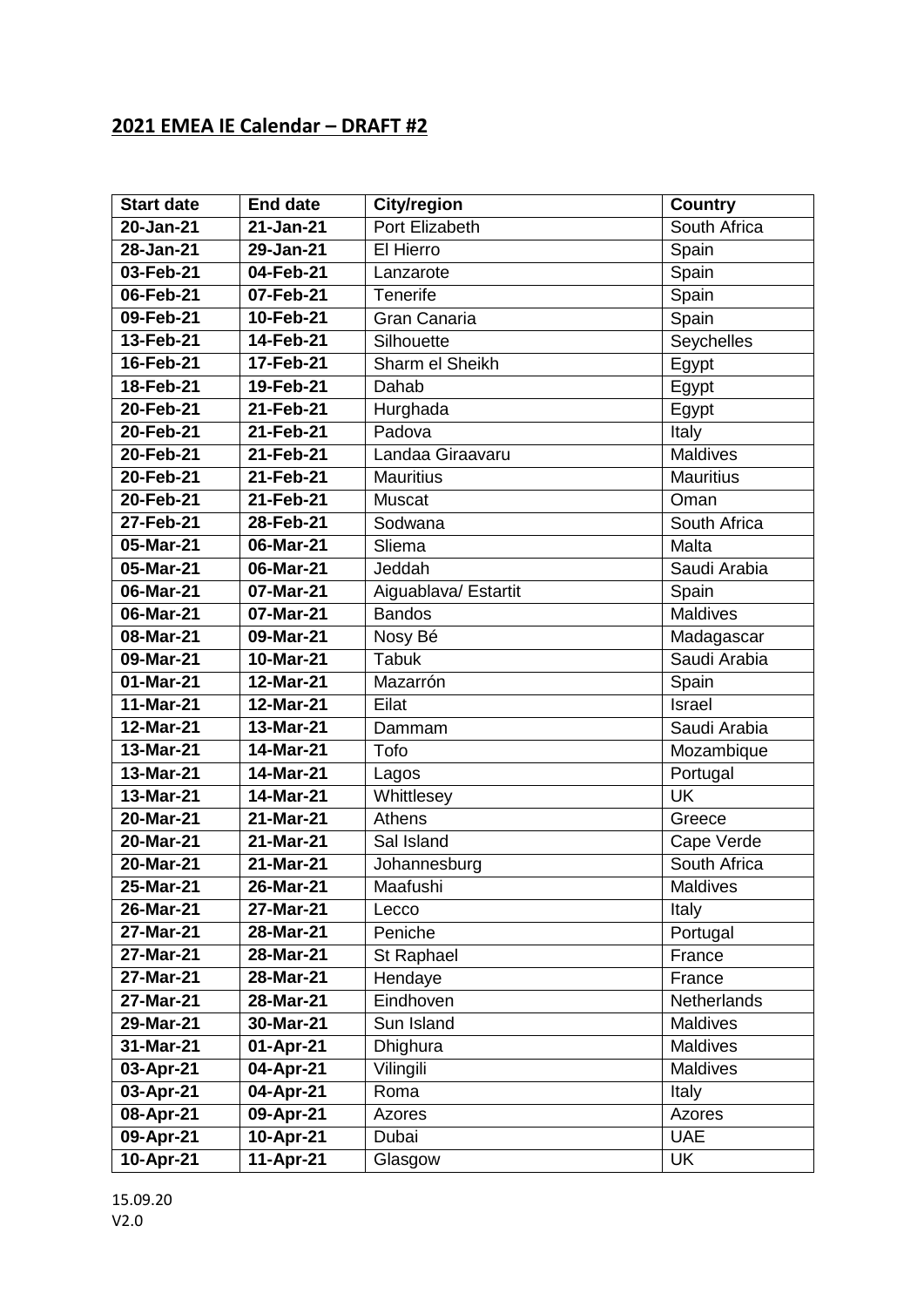## 2021 EMEA IE Calendar – DRAFT #2

| Start date | End date | City/region | Country |
|---|---|---|---|
| 20-Jan-21 | 21-Jan-21 | Port Elizabeth | South Africa |
| 28-Jan-21 | 29-Jan-21 | El Hierro | Spain |
| 03-Feb-21 | 04-Feb-21 | Lanzarote | Spain |
| 06-Feb-21 | 07-Feb-21 | Tenerife | Spain |
| 09-Feb-21 | 10-Feb-21 | Gran Canaria | Spain |
| 13-Feb-21 | 14-Feb-21 | Silhouette | Seychelles |
| 16-Feb-21 | 17-Feb-21 | Sharm el Sheikh | Egypt |
| 18-Feb-21 | 19-Feb-21 | Dahab | Egypt |
| 20-Feb-21 | 21-Feb-21 | Hurghada | Egypt |
| 20-Feb-21 | 21-Feb-21 | Padova | Italy |
| 20-Feb-21 | 21-Feb-21 | Landaa Giraavaru | Maldives |
| 20-Feb-21 | 21-Feb-21 | Mauritius | Mauritius |
| 20-Feb-21 | 21-Feb-21 | Muscat | Oman |
| 27-Feb-21 | 28-Feb-21 | Sodwana | South Africa |
| 05-Mar-21 | 06-Mar-21 | Sliema | Malta |
| 05-Mar-21 | 06-Mar-21 | Jeddah | Saudi Arabia |
| 06-Mar-21 | 07-Mar-21 | Aiguablava/ Estartit | Spain |
| 06-Mar-21 | 07-Mar-21 | Bandos | Maldives |
| 08-Mar-21 | 09-Mar-21 | Nosy Bé | Madagascar |
| 09-Mar-21 | 10-Mar-21 | Tabuk | Saudi Arabia |
| 01-Mar-21 | 12-Mar-21 | Mazarrón | Spain |
| 11-Mar-21 | 12-Mar-21 | Eilat | Israel |
| 12-Mar-21 | 13-Mar-21 | Dammam | Saudi Arabia |
| 13-Mar-21 | 14-Mar-21 | Tofo | Mozambique |
| 13-Mar-21 | 14-Mar-21 | Lagos | Portugal |
| 13-Mar-21 | 14-Mar-21 | Whittlesey | UK |
| 20-Mar-21 | 21-Mar-21 | Athens | Greece |
| 20-Mar-21 | 21-Mar-21 | Sal Island | Cape Verde |
| 20-Mar-21 | 21-Mar-21 | Johannesburg | South Africa |
| 25-Mar-21 | 26-Mar-21 | Maafushi | Maldives |
| 26-Mar-21 | 27-Mar-21 | Lecco | Italy |
| 27-Mar-21 | 28-Mar-21 | Peniche | Portugal |
| 27-Mar-21 | 28-Mar-21 | St Raphael | France |
| 27-Mar-21 | 28-Mar-21 | Hendaye | France |
| 27-Mar-21 | 28-Mar-21 | Eindhoven | Netherlands |
| 29-Mar-21 | 30-Mar-21 | Sun Island | Maldives |
| 31-Mar-21 | 01-Apr-21 | Dhighura | Maldives |
| 03-Apr-21 | 04-Apr-21 | Vilingili | Maldives |
| 03-Apr-21 | 04-Apr-21 | Roma | Italy |
| 08-Apr-21 | 09-Apr-21 | Azores | Azores |
| 09-Apr-21 | 10-Apr-21 | Dubai | UAE |
| 10-Apr-21 | 11-Apr-21 | Glasgow | UK |

15.09.20
V2.0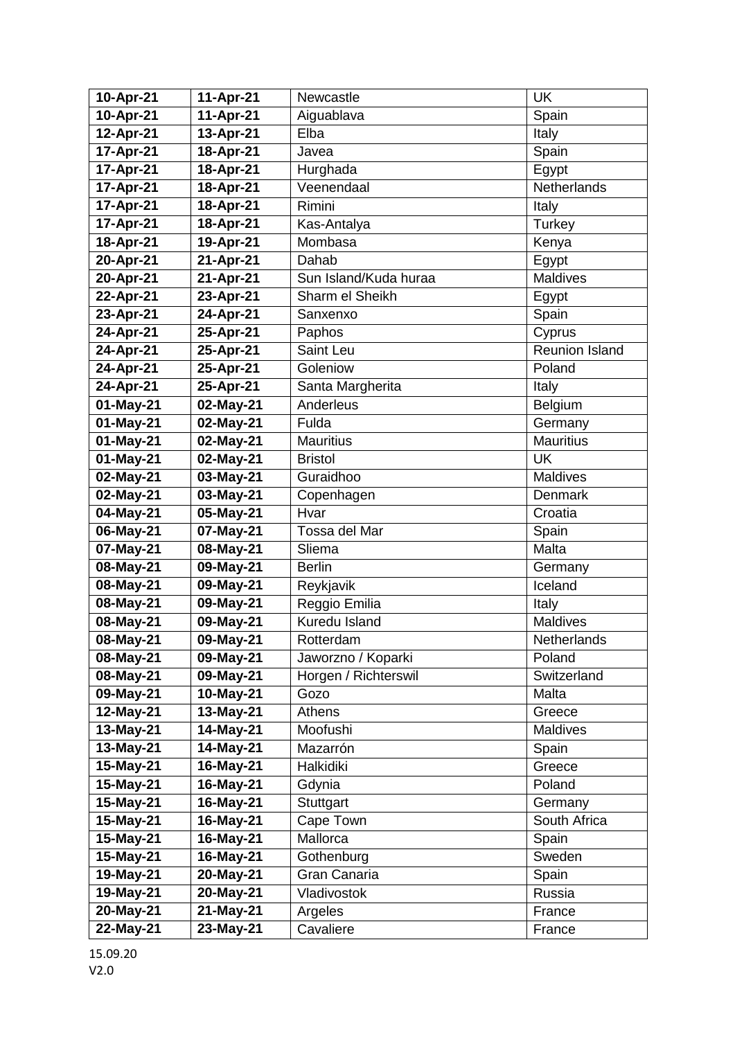| 10-Apr-21 | 11-Apr-21 | Newcastle | UK |
|---|---|---|---|
| 10-Apr-21 | 11-Apr-21 | Aiguablava | Spain |
| 12-Apr-21 | 13-Apr-21 | Elba | Italy |
| 17-Apr-21 | 18-Apr-21 | Javea | Spain |
| 17-Apr-21 | 18-Apr-21 | Hurghada | Egypt |
| 17-Apr-21 | 18-Apr-21 | Veenendaal | Netherlands |
| 17-Apr-21 | 18-Apr-21 | Rimini | Italy |
| 17-Apr-21 | 18-Apr-21 | Kas-Antalya | Turkey |
| 18-Apr-21 | 19-Apr-21 | Mombasa | Kenya |
| 20-Apr-21 | 21-Apr-21 | Dahab | Egypt |
| 20-Apr-21 | 21-Apr-21 | Sun Island/Kuda huraa | Maldives |
| 22-Apr-21 | 23-Apr-21 | Sharm el Sheikh | Egypt |
| 23-Apr-21 | 24-Apr-21 | Sanxenxo | Spain |
| 24-Apr-21 | 25-Apr-21 | Paphos | Cyprus |
| 24-Apr-21 | 25-Apr-21 | Saint Leu | Reunion Island |
| 24-Apr-21 | 25-Apr-21 | Goleniow | Poland |
| 24-Apr-21 | 25-Apr-21 | Santa Margherita | Italy |
| 01-May-21 | 02-May-21 | Anderleus | Belgium |
| 01-May-21 | 02-May-21 | Fulda | Germany |
| 01-May-21 | 02-May-21 | Mauritius | Mauritius |
| 01-May-21 | 02-May-21 | Bristol | UK |
| 02-May-21 | 03-May-21 | Guraidhoo | Maldives |
| 02-May-21 | 03-May-21 | Copenhagen | Denmark |
| 04-May-21 | 05-May-21 | Hvar | Croatia |
| 06-May-21 | 07-May-21 | Tossa del Mar | Spain |
| 07-May-21 | 08-May-21 | Sliema | Malta |
| 08-May-21 | 09-May-21 | Berlin | Germany |
| 08-May-21 | 09-May-21 | Reykjavik | Iceland |
| 08-May-21 | 09-May-21 | Reggio Emilia | Italy |
| 08-May-21 | 09-May-21 | Kuredu Island | Maldives |
| 08-May-21 | 09-May-21 | Rotterdam | Netherlands |
| 08-May-21 | 09-May-21 | Jaworzno / Koparki | Poland |
| 08-May-21 | 09-May-21 | Horgen / Richterswil | Switzerland |
| 09-May-21 | 10-May-21 | Gozo | Malta |
| 12-May-21 | 13-May-21 | Athens | Greece |
| 13-May-21 | 14-May-21 | Moofushi | Maldives |
| 13-May-21 | 14-May-21 | Mazarrón | Spain |
| 15-May-21 | 16-May-21 | Halkidiki | Greece |
| 15-May-21 | 16-May-21 | Gdynia | Poland |
| 15-May-21 | 16-May-21 | Stuttgart | Germany |
| 15-May-21 | 16-May-21 | Cape Town | South Africa |
| 15-May-21 | 16-May-21 | Mallorca | Spain |
| 15-May-21 | 16-May-21 | Gothenburg | Sweden |
| 19-May-21 | 20-May-21 | Gran Canaria | Spain |
| 19-May-21 | 20-May-21 | Vladivostok | Russia |
| 20-May-21 | 21-May-21 | Argeles | France |
| 22-May-21 | 23-May-21 | Cavaliere | France |

15.09.20
V2.0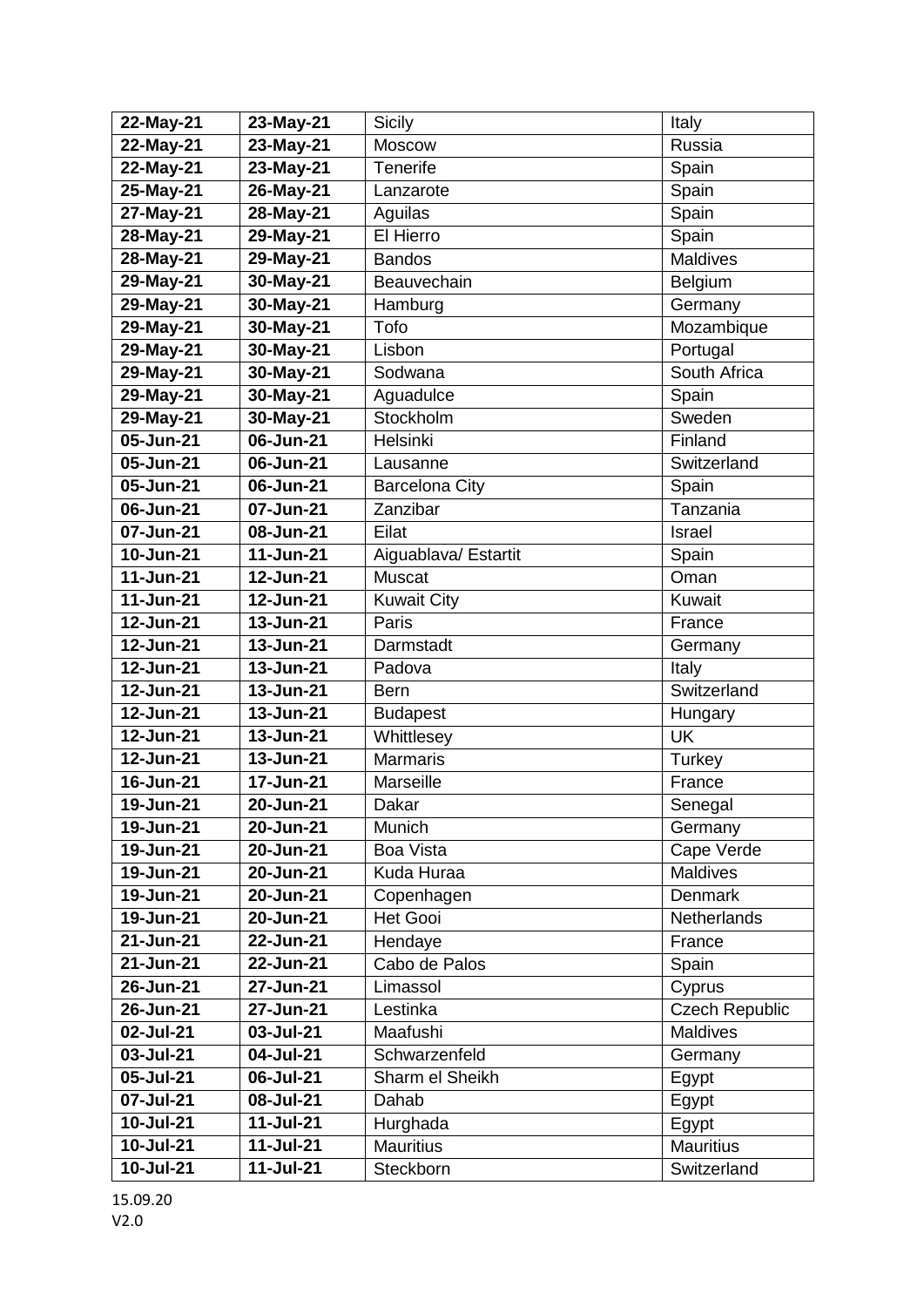| 22-May-21 | 23-May-21 | Sicily | Italy |
|---|---|---|---|
| 22-May-21 | 23-May-21 | Moscow | Russia |
| 22-May-21 | 23-May-21 | Tenerife | Spain |
| 25-May-21 | 26-May-21 | Lanzarote | Spain |
| 27-May-21 | 28-May-21 | Aguilas | Spain |
| 28-May-21 | 29-May-21 | El Hierro | Spain |
| 28-May-21 | 29-May-21 | Bandos | Maldives |
| 29-May-21 | 30-May-21 | Beauvechain | Belgium |
| 29-May-21 | 30-May-21 | Hamburg | Germany |
| 29-May-21 | 30-May-21 | Tofo | Mozambique |
| 29-May-21 | 30-May-21 | Lisbon | Portugal |
| 29-May-21 | 30-May-21 | Sodwana | South Africa |
| 29-May-21 | 30-May-21 | Aguadulce | Spain |
| 29-May-21 | 30-May-21 | Stockholm | Sweden |
| 05-Jun-21 | 06-Jun-21 | Helsinki | Finland |
| 05-Jun-21 | 06-Jun-21 | Lausanne | Switzerland |
| 05-Jun-21 | 06-Jun-21 | Barcelona City | Spain |
| 06-Jun-21 | 07-Jun-21 | Zanzibar | Tanzania |
| 07-Jun-21 | 08-Jun-21 | Eilat | Israel |
| 10-Jun-21 | 11-Jun-21 | Aiguablava/ Estartit | Spain |
| 11-Jun-21 | 12-Jun-21 | Muscat | Oman |
| 11-Jun-21 | 12-Jun-21 | Kuwait City | Kuwait |
| 12-Jun-21 | 13-Jun-21 | Paris | France |
| 12-Jun-21 | 13-Jun-21 | Darmstadt | Germany |
| 12-Jun-21 | 13-Jun-21 | Padova | Italy |
| 12-Jun-21 | 13-Jun-21 | Bern | Switzerland |
| 12-Jun-21 | 13-Jun-21 | Budapest | Hungary |
| 12-Jun-21 | 13-Jun-21 | Whittlesey | UK |
| 12-Jun-21 | 13-Jun-21 | Marmaris | Turkey |
| 16-Jun-21 | 17-Jun-21 | Marseille | France |
| 19-Jun-21 | 20-Jun-21 | Dakar | Senegal |
| 19-Jun-21 | 20-Jun-21 | Munich | Germany |
| 19-Jun-21 | 20-Jun-21 | Boa Vista | Cape Verde |
| 19-Jun-21 | 20-Jun-21 | Kuda Huraa | Maldives |
| 19-Jun-21 | 20-Jun-21 | Copenhagen | Denmark |
| 19-Jun-21 | 20-Jun-21 | Het Gooi | Netherlands |
| 21-Jun-21 | 22-Jun-21 | Hendaye | France |
| 21-Jun-21 | 22-Jun-21 | Cabo de Palos | Spain |
| 26-Jun-21 | 27-Jun-21 | Limassol | Cyprus |
| 26-Jun-21 | 27-Jun-21 | Lestinka | Czech Republic |
| 02-Jul-21 | 03-Jul-21 | Maafushi | Maldives |
| 03-Jul-21 | 04-Jul-21 | Schwarzenfeld | Germany |
| 05-Jul-21 | 06-Jul-21 | Sharm el Sheikh | Egypt |
| 07-Jul-21 | 08-Jul-21 | Dahab | Egypt |
| 10-Jul-21 | 11-Jul-21 | Hurghada | Egypt |
| 10-Jul-21 | 11-Jul-21 | Mauritius | Mauritius |
| 10-Jul-21 | 11-Jul-21 | Steckborn | Switzerland |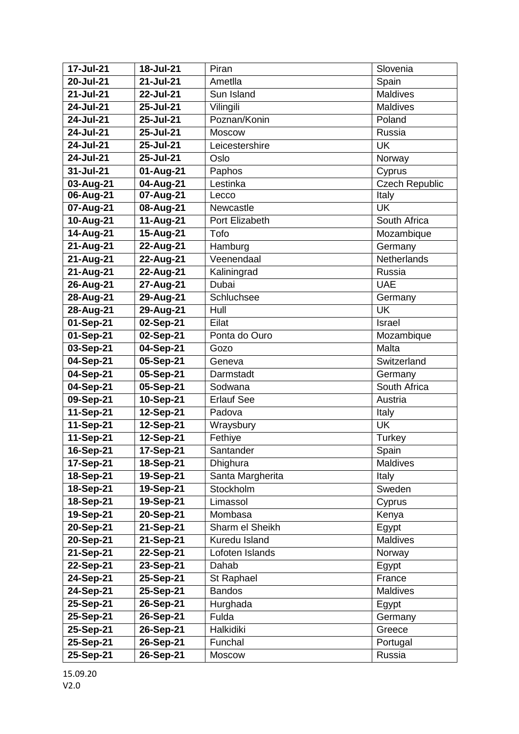| 17-Jul-21 | 18-Jul-21 | Piran | Slovenia |
|---|---|---|---|
| 20-Jul-21 | 21-Jul-21 | Ametlla | Spain |
| 21-Jul-21 | 22-Jul-21 | Sun Island | Maldives |
| 24-Jul-21 | 25-Jul-21 | Vilingili | Maldives |
| 24-Jul-21 | 25-Jul-21 | Poznan/Konin | Poland |
| 24-Jul-21 | 25-Jul-21 | Moscow | Russia |
| 24-Jul-21 | 25-Jul-21 | Leicestershire | UK |
| 24-Jul-21 | 25-Jul-21 | Oslo | Norway |
| 31-Jul-21 | 01-Aug-21 | Paphos | Cyprus |
| 03-Aug-21 | 04-Aug-21 | Lestinka | Czech Republic |
| 06-Aug-21 | 07-Aug-21 | Lecco | Italy |
| 07-Aug-21 | 08-Aug-21 | Newcastle | UK |
| 10-Aug-21 | 11-Aug-21 | Port Elizabeth | South Africa |
| 14-Aug-21 | 15-Aug-21 | Tofo | Mozambique |
| 21-Aug-21 | 22-Aug-21 | Hamburg | Germany |
| 21-Aug-21 | 22-Aug-21 | Veenendaal | Netherlands |
| 21-Aug-21 | 22-Aug-21 | Kaliningrad | Russia |
| 26-Aug-21 | 27-Aug-21 | Dubai | UAE |
| 28-Aug-21 | 29-Aug-21 | Schluchsee | Germany |
| 28-Aug-21 | 29-Aug-21 | Hull | UK |
| 01-Sep-21 | 02-Sep-21 | Eilat | Israel |
| 01-Sep-21 | 02-Sep-21 | Ponta do Ouro | Mozambique |
| 03-Sep-21 | 04-Sep-21 | Gozo | Malta |
| 04-Sep-21 | 05-Sep-21 | Geneva | Switzerland |
| 04-Sep-21 | 05-Sep-21 | Darmstadt | Germany |
| 04-Sep-21 | 05-Sep-21 | Sodwana | South Africa |
| 09-Sep-21 | 10-Sep-21 | Erlauf See | Austria |
| 11-Sep-21 | 12-Sep-21 | Padova | Italy |
| 11-Sep-21 | 12-Sep-21 | Wraysbury | UK |
| 11-Sep-21 | 12-Sep-21 | Fethiye | Turkey |
| 16-Sep-21 | 17-Sep-21 | Santander | Spain |
| 17-Sep-21 | 18-Sep-21 | Dhighura | Maldives |
| 18-Sep-21 | 19-Sep-21 | Santa Margherita | Italy |
| 18-Sep-21 | 19-Sep-21 | Stockholm | Sweden |
| 18-Sep-21 | 19-Sep-21 | Limassol | Cyprus |
| 19-Sep-21 | 20-Sep-21 | Mombasa | Kenya |
| 20-Sep-21 | 21-Sep-21 | Sharm el Sheikh | Egypt |
| 20-Sep-21 | 21-Sep-21 | Kuredu Island | Maldives |
| 21-Sep-21 | 22-Sep-21 | Lofoten Islands | Norway |
| 22-Sep-21 | 23-Sep-21 | Dahab | Egypt |
| 24-Sep-21 | 25-Sep-21 | St Raphael | France |
| 24-Sep-21 | 25-Sep-21 | Bandos | Maldives |
| 25-Sep-21 | 26-Sep-21 | Hurghada | Egypt |
| 25-Sep-21 | 26-Sep-21 | Fulda | Germany |
| 25-Sep-21 | 26-Sep-21 | Halkidiki | Greece |
| 25-Sep-21 | 26-Sep-21 | Funchal | Portugal |
| 25-Sep-21 | 26-Sep-21 | Moscow | Russia |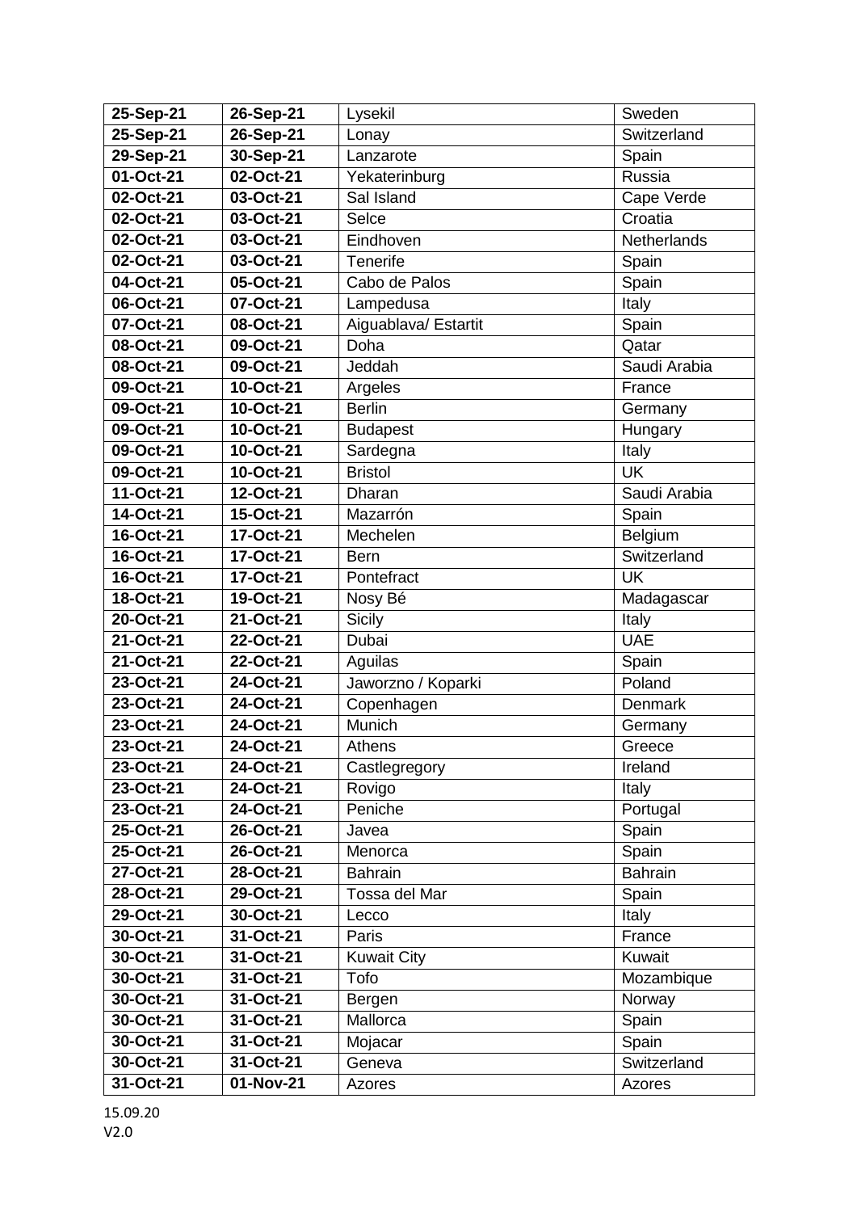| **25-Sep-21** | **26-Sep-21** | Lysekil | Sweden |
|---|---|---|---|
| **25-Sep-21** | **26-Sep-21** | Lonay | Switzerland |
| **29-Sep-21** | **30-Sep-21** | Lanzarote | Spain |
| **01-Oct-21** | **02-Oct-21** | Yekaterinburg | Russia |
| **02-Oct-21** | **03-Oct-21** | Sal Island | Cape Verde |
| **02-Oct-21** | **03-Oct-21** | Selce | Croatia |
| **02-Oct-21** | **03-Oct-21** | Eindhoven | Netherlands |
| **02-Oct-21** | **03-Oct-21** | Tenerife | Spain |
| **04-Oct-21** | **05-Oct-21** | Cabo de Palos | Spain |
| **06-Oct-21** | **07-Oct-21** | Lampedusa | Italy |
| **07-Oct-21** | **08-Oct-21** | Aiguablava/ Estartit | Spain |
| **08-Oct-21** | **09-Oct-21** | Doha | Qatar |
| **08-Oct-21** | **09-Oct-21** | Jeddah | Saudi Arabia |
| **09-Oct-21** | **10-Oct-21** | Argeles | France |
| **09-Oct-21** | **10-Oct-21** | Berlin | Germany |
| **09-Oct-21** | **10-Oct-21** | Budapest | Hungary |
| **09-Oct-21** | **10-Oct-21** | Sardegna | Italy |
| **09-Oct-21** | **10-Oct-21** | Bristol | UK |
| **11-Oct-21** | **12-Oct-21** | Dharan | Saudi Arabia |
| **14-Oct-21** | **15-Oct-21** | Mazarrón | Spain |
| **16-Oct-21** | **17-Oct-21** | Mechelen | Belgium |
| **16-Oct-21** | **17-Oct-21** | Bern | Switzerland |
| **16-Oct-21** | **17-Oct-21** | Pontefract | UK |
| **18-Oct-21** | **19-Oct-21** | Nosy Bé | Madagascar |
| **20-Oct-21** | **21-Oct-21** | Sicily | Italy |
| **21-Oct-21** | **22-Oct-21** | Dubai | UAE |
| **21-Oct-21** | **22-Oct-21** | Aguilas | Spain |
| **23-Oct-21** | **24-Oct-21** | Jaworzno / Koparki | Poland |
| **23-Oct-21** | **24-Oct-21** | Copenhagen | Denmark |
| **23-Oct-21** | **24-Oct-21** | Munich | Germany |
| **23-Oct-21** | **24-Oct-21** | Athens | Greece |
| **23-Oct-21** | **24-Oct-21** | Castlegregory | Ireland |
| **23-Oct-21** | **24-Oct-21** | Rovigo | Italy |
| **23-Oct-21** | **24-Oct-21** | Peniche | Portugal |
| **25-Oct-21** | **26-Oct-21** | Javea | Spain |
| **25-Oct-21** | **26-Oct-21** | Menorca | Spain |
| **27-Oct-21** | **28-Oct-21** | Bahrain | Bahrain |
| **28-Oct-21** | **29-Oct-21** | Tossa del Mar | Spain |
| **29-Oct-21** | **30-Oct-21** | Lecco | Italy |
| **30-Oct-21** | **31-Oct-21** | Paris | France |
| **30-Oct-21** | **31-Oct-21** | Kuwait City | Kuwait |
| **30-Oct-21** | **31-Oct-21** | Tofo | Mozambique |
| **30-Oct-21** | **31-Oct-21** | Bergen | Norway |
| **30-Oct-21** | **31-Oct-21** | Mallorca | Spain |
| **30-Oct-21** | **31-Oct-21** | Mojacar | Spain |
| **30-Oct-21** | **31-Oct-21** | Geneva | Switzerland |
| **31-Oct-21** | **01-Nov-21** | Azores | Azores |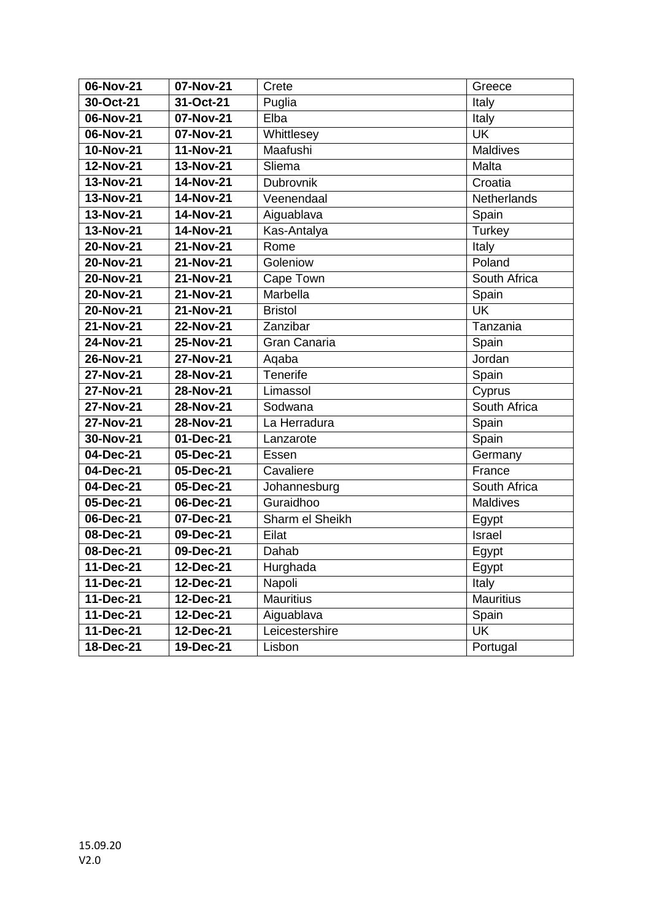| | | | |
|---|---|---|---|
| **06-Nov-21** | **07-Nov-21** | Crete | Greece |
| **30-Oct-21** | **31-Oct-21** | Puglia | Italy |
| **06-Nov-21** | **07-Nov-21** | Elba | Italy |
| **06-Nov-21** | **07-Nov-21** | Whittlesey | UK |
| **10-Nov-21** | **11-Nov-21** | Maafushi | Maldives |
| **12-Nov-21** | **13-Nov-21** | Sliema | Malta |
| **13-Nov-21** | **14-Nov-21** | Dubrovnik | Croatia |
| **13-Nov-21** | **14-Nov-21** | Veenendaal | Netherlands |
| **13-Nov-21** | **14-Nov-21** | Aiguablava | Spain |
| **13-Nov-21** | **14-Nov-21** | Kas-Antalya | Turkey |
| **20-Nov-21** | **21-Nov-21** | Rome | Italy |
| **20-Nov-21** | **21-Nov-21** | Goleniow | Poland |
| **20-Nov-21** | **21-Nov-21** | Cape Town | South Africa |
| **20-Nov-21** | **21-Nov-21** | Marbella | Spain |
| **20-Nov-21** | **21-Nov-21** | Bristol | UK |
| **21-Nov-21** | **22-Nov-21** | Zanzibar | Tanzania |
| **24-Nov-21** | **25-Nov-21** | Gran Canaria | Spain |
| **26-Nov-21** | **27-Nov-21** | Aqaba | Jordan |
| **27-Nov-21** | **28-Nov-21** | Tenerife | Spain |
| **27-Nov-21** | **28-Nov-21** | Limassol | Cyprus |
| **27-Nov-21** | **28-Nov-21** | Sodwana | South Africa |
| **27-Nov-21** | **28-Nov-21** | La Herradura | Spain |
| **30-Nov-21** | **01-Dec-21** | Lanzarote | Spain |
| **04-Dec-21** | **05-Dec-21** | Essen | Germany |
| **04-Dec-21** | **05-Dec-21** | Cavaliere | France |
| **04-Dec-21** | **05-Dec-21** | Johannesburg | South Africa |
| **05-Dec-21** | **06-Dec-21** | Guraidhoo | Maldives |
| **06-Dec-21** | **07-Dec-21** | Sharm el Sheikh | Egypt |
| **08-Dec-21** | **09-Dec-21** | Eilat | Israel |
| **08-Dec-21** | **09-Dec-21** | Dahab | Egypt |
| **11-Dec-21** | **12-Dec-21** | Hurghada | Egypt |
| **11-Dec-21** | **12-Dec-21** | Napoli | Italy |
| **11-Dec-21** | **12-Dec-21** | Mauritius | Mauritius |
| **11-Dec-21** | **12-Dec-21** | Aiguablava | Spain |
| **11-Dec-21** | **12-Dec-21** | Leicestershire | UK |
| **18-Dec-21** | **19-Dec-21** | Lisbon | Portugal |

15.09.20
V2.0